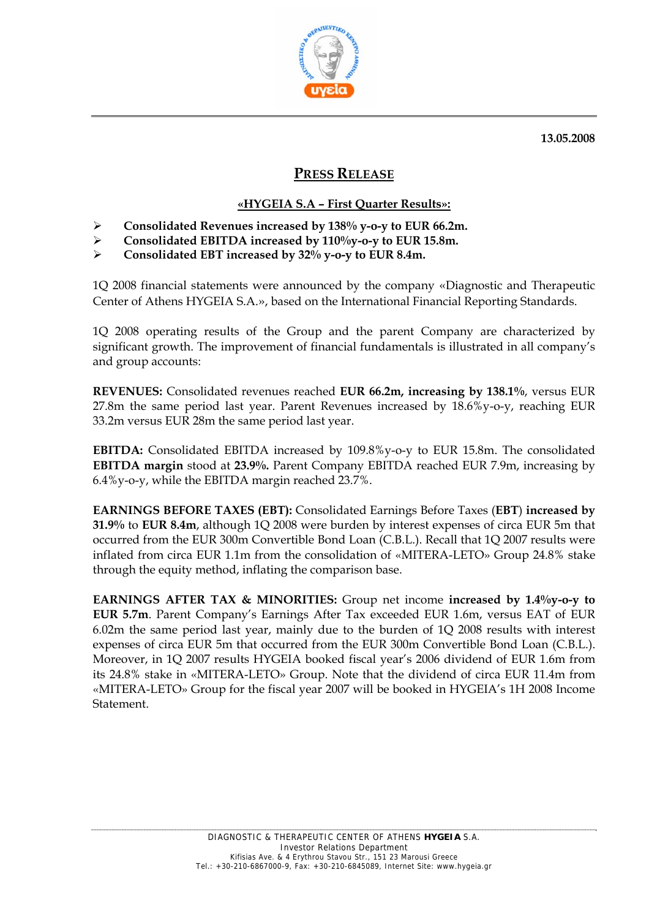13.05.2008

# PRESS RELEASE

## «HYGEIA S.A – First Quarter Results»:

- **Consolidated Revenues increased by 138% y-o-y to EUR 66.2m.**
- **Consolidated EBITDA increased by 110%y-o-y to EUR 15.8m.**
- **Consolidated EBT increased by 32% y-o-y to EUR 8.4m.**

1Q 2008 financial statements were announced by the company «Diagnostic and Therapeutic Center of Athens HYGEIA S.A.», based on the International Financial Reporting Standards.

1Q 2008 operating results of the Group and the parent Company are characterized by significant growth. The improvement of financial fundamentals is illustrated in all company's and group accounts:

**REVENUES:** Consolidated revenues reached **EUR 66.2m, increasing by 138.1%**, versus EUR 27.8m the same period last year. Parent Revenues increased by 18.6%y-o-y, reaching EUR 33.2m versus EUR 28m the same period last year.

**EBITDA:** Consolidated EBITDA increased by 109.8%y-o-y to EUR 15.8m. The consolidated **EBITDA margin** stood at **23.9%.** Parent Company EBITDA reached EUR 7.9m, increasing by 6.4%y-o-y, while the EBITDA margin reached 23.7%.

**EARNINGS BEFORE TAXES (EBT):** Consolidated Earnings Before Taxes (**EBT**) **increased by 31.9%** to **EUR 8.4m**, although 1Q 2008 were burden by interest expenses of circa EUR 5m that occurred from the EUR 300m Convertible Bond Loan (C.B.L.). Recall that 1Q 2007 results were inflated from circa EUR 1.1m from the consolidation of «MITERA-LETO» Group 24.8% stake through the equity method, inflating the comparison base.

**EARNINGS AFTER TAX & MINORITIES:** Group net income **increased by 1.4%y-o-y to EUR 5.7m**. Parent Company's Earnings After Tax exceeded EUR 1.6m, versus EAT of EUR 6.02m the same period last year, mainly due to the burden of 1Q 2008 results with interest expenses of circa EUR 5m that occurred from the EUR 300m Convertible Bond Loan (C.B.L.). Moreover, in 1Q 2007 results HYGEIA booked fiscal year's 2006 dividend of EUR 1.6m from its 24.8% stake in «MITERA-LETO» Group. Note that the dividend of circa EUR 11.4m from «MITERA-LETO» Group for the fiscal year 2007 will be booked in HYGEIA's 1H 2008 Income Statement.

DIAGNOSTIC & THERAPEUTIC CENTER OF ATHENS **HYGEIA** S.A.
Investor Relations Department
Kifisias Ave. & 4 Erythrou Stavou Str., 151 23 Marousi Greece
Tel.: +30-210-6867000-9, Fax: +30-210-6845089, Internet Site: www.hygeia.gr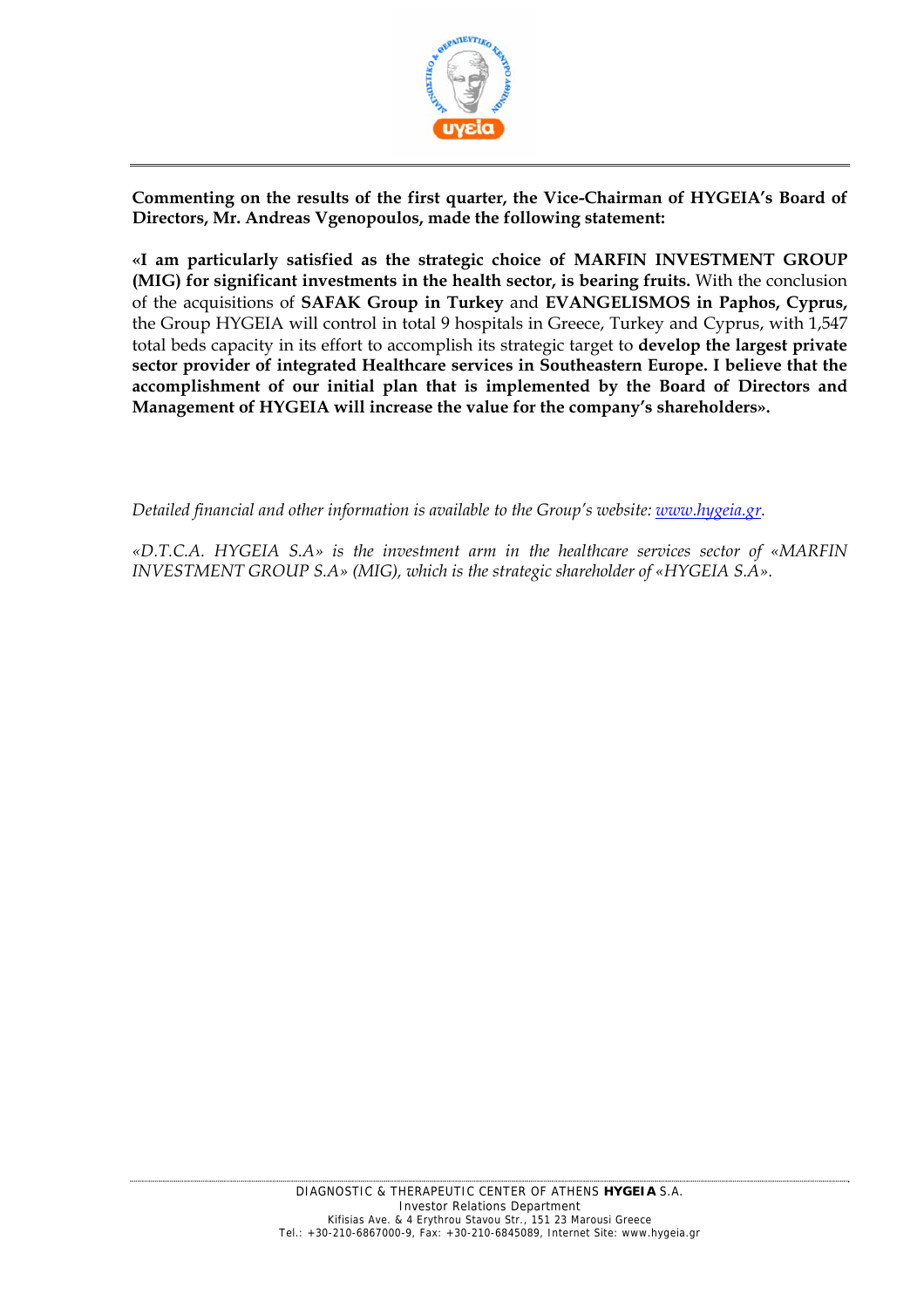**Commenting on the results of the first quarter, the Vice-Chairman of HYGEIA's Board of Directors, Mr. Andreas Vgenopoulos, made the following statement:**

**«I am particularly satisfied as the strategic choice of MARFIN INVESTMENT GROUP (MIG) for significant investments in the health sector, is bearing fruits.** With the conclusion of the acquisitions of **SAFAK Group in Turkey** and **EVANGELISMOS in Paphos, Cyprus,** the Group HYGEIA will control in total 9 hospitals in Greece, Turkey and Cyprus, with 1,547 total beds capacity in its effort to accomplish its strategic target to **develop the largest private sector provider of integrated Healthcare services in Southeastern Europe. I believe that the accomplishment of our initial plan that is implemented by the Board of Directors and Management of HYGEIA will increase the value for the company's shareholders».**

*Detailed financial and other information is available to the Group's website: www.hygeia.gr.*

*«D.T.C.A. HYGEIA S.A» is the investment arm in the healthcare services sector of «MARFIN INVESTMENT GROUP S.A» (MIG), which is the strategic shareholder of «HYGEIA S.A».*